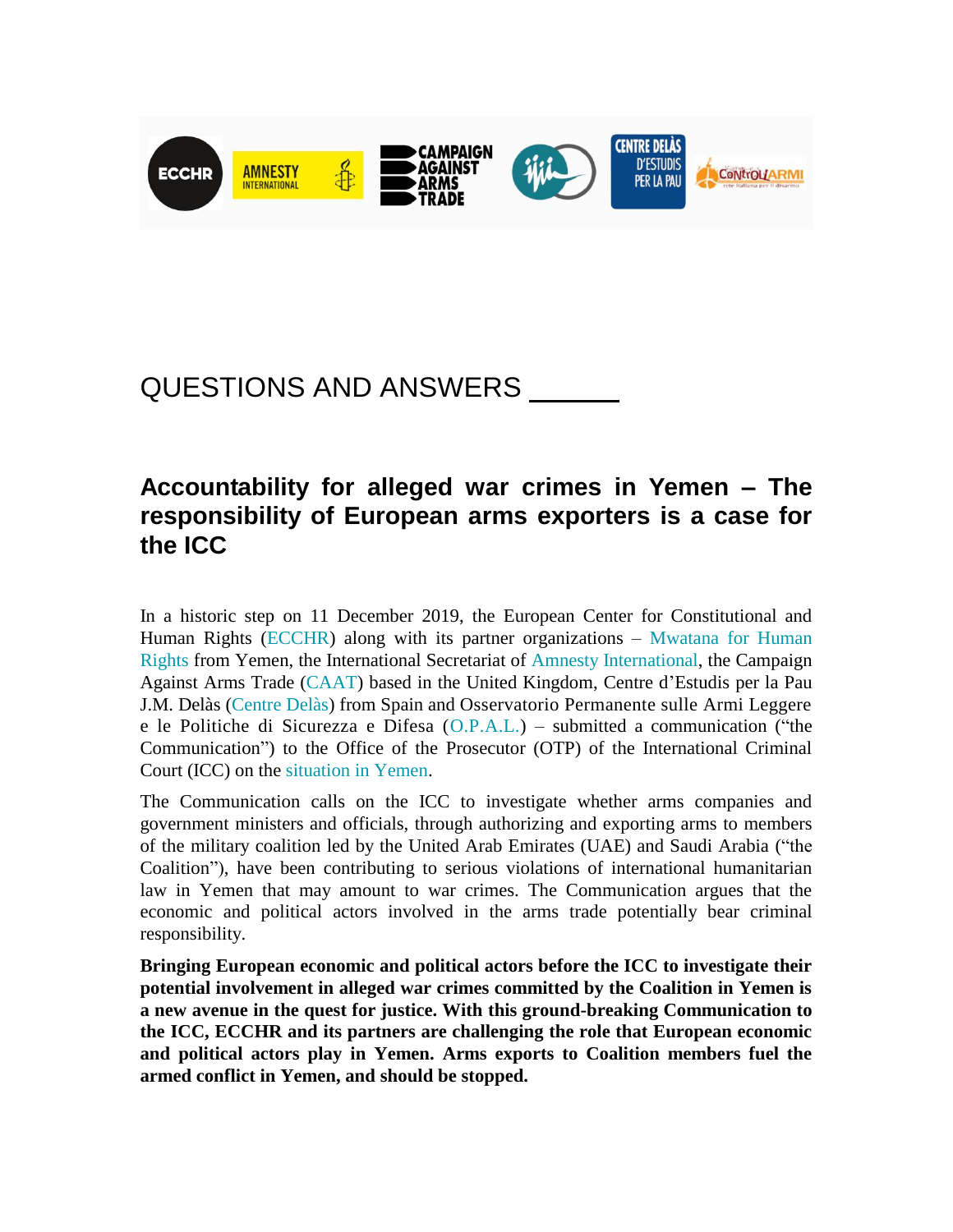QUESTIONS AND ANSWERS

## Accountability for alleged war crimes in Yemen – The responsibility of European arms exporters is a case for the ICC

In a historic step on 11 December 2019, the European Center for Constitutional and Human Rights (ECCHR) along with its partner organizations – Mwatana for Human Rights from Yemen, the International Secretariat of Amnesty International, the Campaign Against Arms Trade (CAAT) based in the United Kingdom, Centre d'Estudis per la Pau J.M. Delàs (Centre Delàs) from Spain and Osservatorio Permanente sulle Armi Leggere e le Politiche di Sicurezza e Difesa (O.P.A.L.) – submitted a communication ("the Communication") to the Office of the Prosecutor (OTP) of the International Criminal Court (ICC) on the situation in Yemen.

The Communication calls on the ICC to investigate whether arms companies and government ministers and officials, through authorizing and exporting arms to members of the military coalition led by the United Arab Emirates (UAE) and Saudi Arabia ("the Coalition"), have been contributing to serious violations of international humanitarian law in Yemen that may amount to war crimes. The Communication argues that the economic and political actors involved in the arms trade potentially bear criminal responsibility.

**Bringing European economic and political actors before the ICC to investigate their potential involvement in alleged war crimes committed by the Coalition in Yemen is a new avenue in the quest for justice. With this ground-breaking Communication to the ICC, ECCHR and its partners are challenging the role that European economic and political actors play in Yemen. Arms exports to Coalition members fuel the armed conflict in Yemen, and should be stopped.**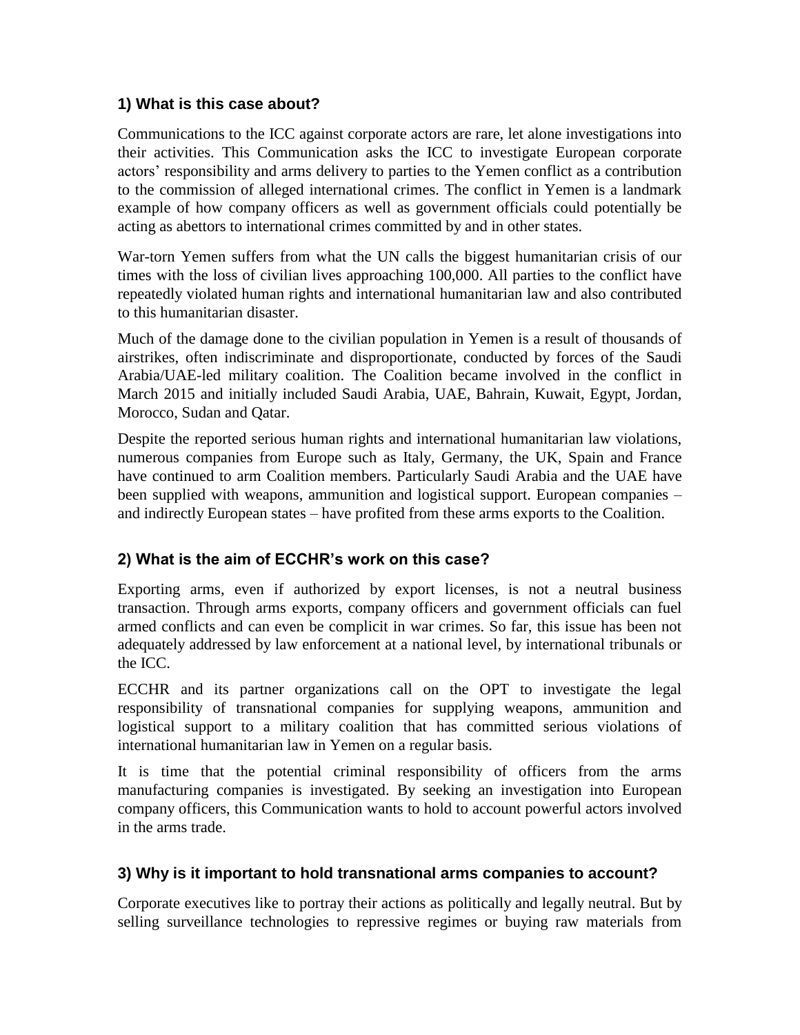### 1) What is this case about?

Communications to the ICC against corporate actors are rare, let alone investigations into their activities. This Communication asks the ICC to investigate European corporate actors' responsibility and arms delivery to parties to the Yemen conflict as a contribution to the commission of alleged international crimes. The conflict in Yemen is a landmark example of how company officers as well as government officials could potentially be acting as abettors to international crimes committed by and in other states.

War-torn Yemen suffers from what the UN calls the biggest humanitarian crisis of our times with the loss of civilian lives approaching 100,000. All parties to the conflict have repeatedly violated human rights and international humanitarian law and also contributed to this humanitarian disaster.

Much of the damage done to the civilian population in Yemen is a result of thousands of airstrikes, often indiscriminate and disproportionate, conducted by forces of the Saudi Arabia/UAE-led military coalition. The Coalition became involved in the conflict in March 2015 and initially included Saudi Arabia, UAE, Bahrain, Kuwait, Egypt, Jordan, Morocco, Sudan and Qatar.

Despite the reported serious human rights and international humanitarian law violations, numerous companies from Europe such as Italy, Germany, the UK, Spain and France have continued to arm Coalition members. Particularly Saudi Arabia and the UAE have been supplied with weapons, ammunition and logistical support. European companies – and indirectly European states – have profited from these arms exports to the Coalition.

### 2) What is the aim of ECCHR's work on this case?

Exporting arms, even if authorized by export licenses, is not a neutral business transaction. Through arms exports, company officers and government officials can fuel armed conflicts and can even be complicit in war crimes. So far, this issue has been not adequately addressed by law enforcement at a national level, by international tribunals or the ICC.

ECCHR and its partner organizations call on the OPT to investigate the legal responsibility of transnational companies for supplying weapons, ammunition and logistical support to a military coalition that has committed serious violations of international humanitarian law in Yemen on a regular basis.

It is time that the potential criminal responsibility of officers from the arms manufacturing companies is investigated. By seeking an investigation into European company officers, this Communication wants to hold to account powerful actors involved in the arms trade.

### 3) Why is it important to hold transnational arms companies to account?

Corporate executives like to portray their actions as politically and legally neutral. But by selling surveillance technologies to repressive regimes or buying raw materials from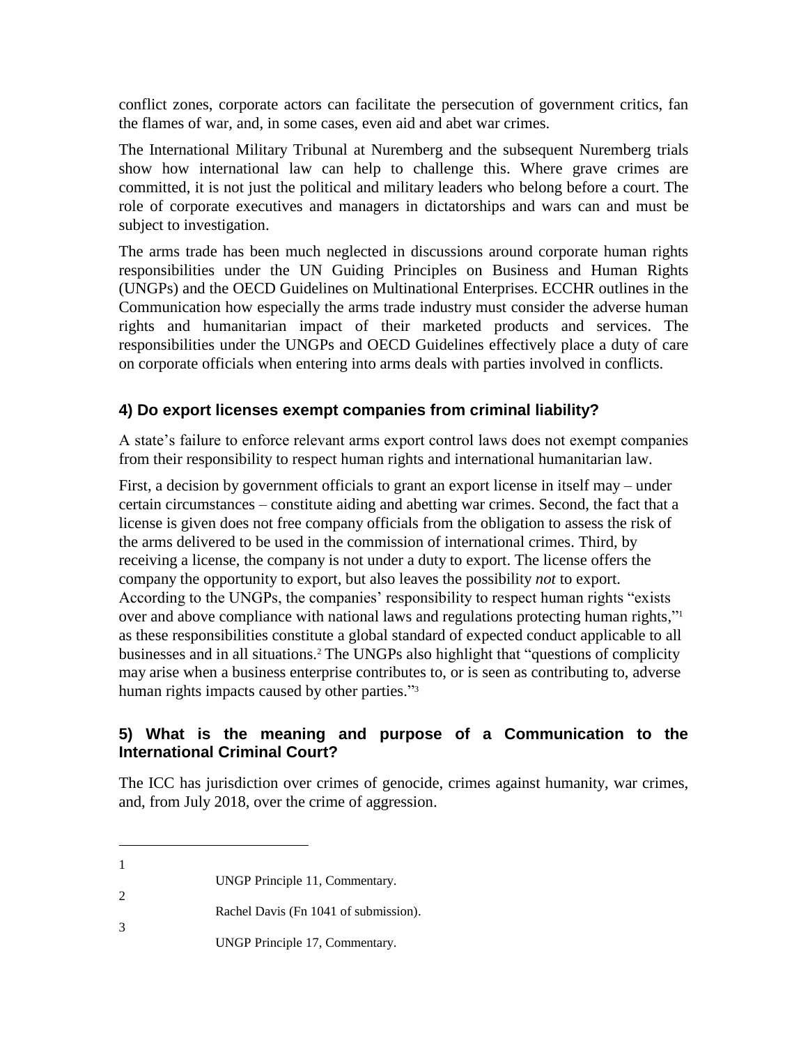conflict zones, corporate actors can facilitate the persecution of government critics, fan the flames of war, and, in some cases, even aid and abet war crimes.

The International Military Tribunal at Nuremberg and the subsequent Nuremberg trials show how international law can help to challenge this. Where grave crimes are committed, it is not just the political and military leaders who belong before a court. The role of corporate executives and managers in dictatorships and wars can and must be subject to investigation.

The arms trade has been much neglected in discussions around corporate human rights responsibilities under the UN Guiding Principles on Business and Human Rights (UNGPs) and the OECD Guidelines on Multinational Enterprises. ECCHR outlines in the Communication how especially the arms trade industry must consider the adverse human rights and humanitarian impact of their marketed products and services. The responsibilities under the UNGPs and OECD Guidelines effectively place a duty of care on corporate officials when entering into arms deals with parties involved in conflicts.

### 4) Do export licenses exempt companies from criminal liability?

A state's failure to enforce relevant arms export control laws does not exempt companies from their responsibility to respect human rights and international humanitarian law.

First, a decision by government officials to grant an export license in itself may – under certain circumstances – constitute aiding and abetting war crimes. Second, the fact that a license is given does not free company officials from the obligation to assess the risk of the arms delivered to be used in the commission of international crimes. Third, by receiving a license, the company is not under a duty to export. The license offers the company the opportunity to export, but also leaves the possibility *not* to export. According to the UNGPs, the companies' responsibility to respect human rights "exists over and above compliance with national laws and regulations protecting human rights,"[1] as these responsibilities constitute a global standard of expected conduct applicable to all businesses and in all situations.[2] The UNGPs also highlight that "questions of complicity may arise when a business enterprise contributes to, or is seen as contributing to, adverse human rights impacts caused by other parties."[3]

### 5) What is the meaning and purpose of a Communication to the International Criminal Court?

The ICC has jurisdiction over crimes of genocide, crimes against humanity, war crimes, and, from July 2018, over the crime of aggression.

---

1 UNGP Principle 11, Commentary.

2 Rachel Davis (Fn 1041 of submission).

3 UNGP Principle 17, Commentary.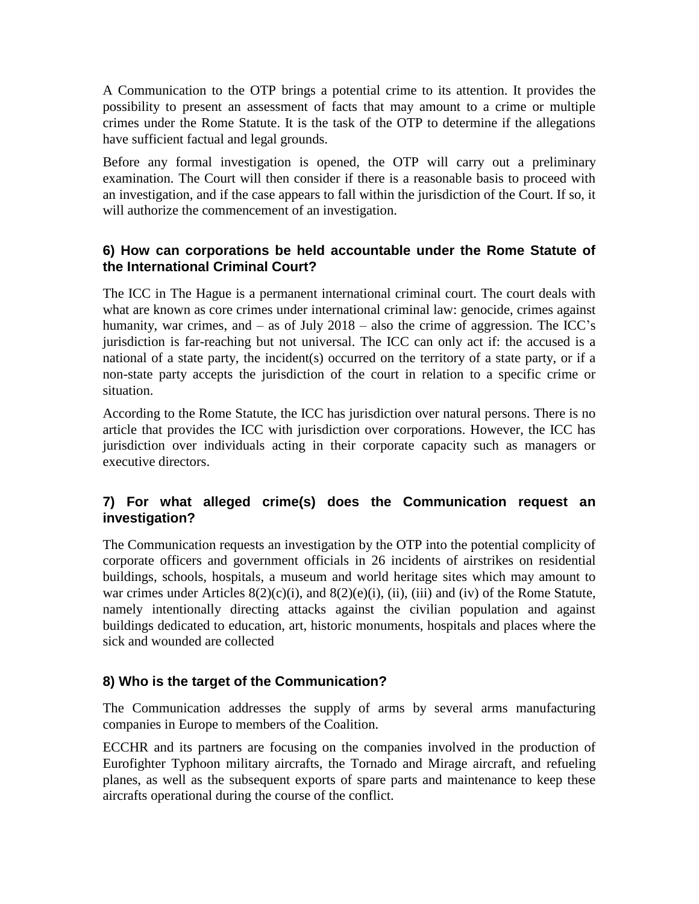A Communication to the OTP brings a potential crime to its attention. It provides the possibility to present an assessment of facts that may amount to a crime or multiple crimes under the Rome Statute. It is the task of the OTP to determine if the allegations have sufficient factual and legal grounds.

Before any formal investigation is opened, the OTP will carry out a preliminary examination. The Court will then consider if there is a reasonable basis to proceed with an investigation, and if the case appears to fall within the jurisdiction of the Court. If so, it will authorize the commencement of an investigation.

### 6) How can corporations be held accountable under the Rome Statute of the International Criminal Court?

The ICC in The Hague is a permanent international criminal court. The court deals with what are known as core crimes under international criminal law: genocide, crimes against humanity, war crimes, and – as of July 2018 – also the crime of aggression. The ICC's jurisdiction is far-reaching but not universal. The ICC can only act if: the accused is a national of a state party, the incident(s) occurred on the territory of a state party, or if a non-state party accepts the jurisdiction of the court in relation to a specific crime or situation.

According to the Rome Statute, the ICC has jurisdiction over natural persons. There is no article that provides the ICC with jurisdiction over corporations. However, the ICC has jurisdiction over individuals acting in their corporate capacity such as managers or executive directors.

### 7) For what alleged crime(s) does the Communication request an investigation?

The Communication requests an investigation by the OTP into the potential complicity of corporate officers and government officials in 26 incidents of airstrikes on residential buildings, schools, hospitals, a museum and world heritage sites which may amount to war crimes under Articles 8(2)(c)(i), and 8(2)(e)(i), (ii), (iii) and (iv) of the Rome Statute, namely intentionally directing attacks against the civilian population and against buildings dedicated to education, art, historic monuments, hospitals and places where the sick and wounded are collected

### 8) Who is the target of the Communication?

The Communication addresses the supply of arms by several arms manufacturing companies in Europe to members of the Coalition.

ECCHR and its partners are focusing on the companies involved in the production of Eurofighter Typhoon military aircrafts, the Tornado and Mirage aircraft, and refueling planes, as well as the subsequent exports of spare parts and maintenance to keep these aircrafts operational during the course of the conflict.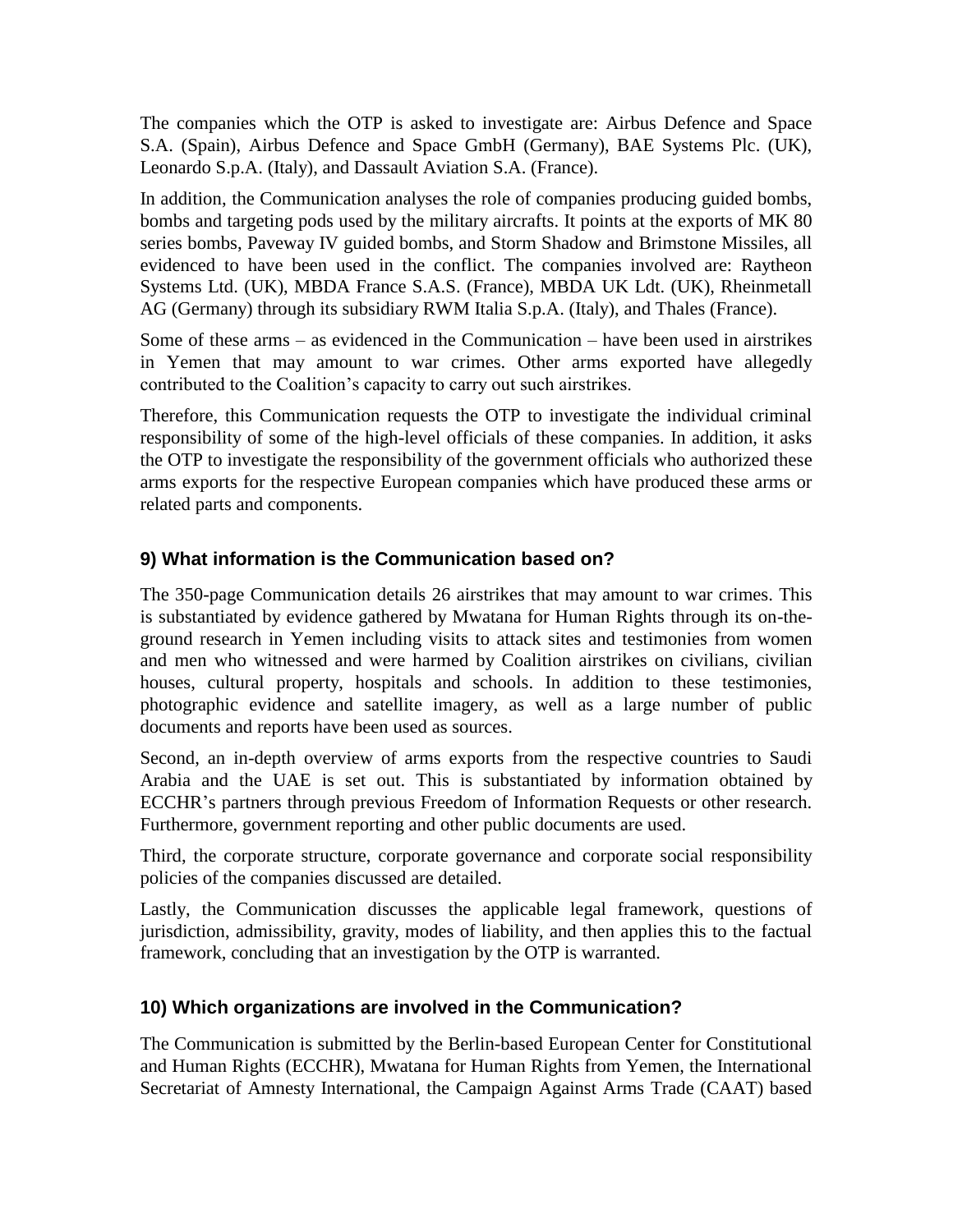The companies which the OTP is asked to investigate are: Airbus Defence and Space S.A. (Spain), Airbus Defence and Space GmbH (Germany), BAE Systems Plc. (UK), Leonardo S.p.A. (Italy), and Dassault Aviation S.A. (France).

In addition, the Communication analyses the role of companies producing guided bombs, bombs and targeting pods used by the military aircrafts. It points at the exports of MK 80 series bombs, Paveway IV guided bombs, and Storm Shadow and Brimstone Missiles, all evidenced to have been used in the conflict. The companies involved are: Raytheon Systems Ltd. (UK), MBDA France S.A.S. (France), MBDA UK Ldt. (UK), Rheinmetall AG (Germany) through its subsidiary RWM Italia S.p.A. (Italy), and Thales (France).

Some of these arms – as evidenced in the Communication – have been used in airstrikes in Yemen that may amount to war crimes. Other arms exported have allegedly contributed to the Coalition's capacity to carry out such airstrikes.

Therefore, this Communication requests the OTP to investigate the individual criminal responsibility of some of the high-level officials of these companies. In addition, it asks the OTP to investigate the responsibility of the government officials who authorized these arms exports for the respective European companies which have produced these arms or related parts and components.

### 9) What information is the Communication based on?

The 350-page Communication details 26 airstrikes that may amount to war crimes. This is substantiated by evidence gathered by Mwatana for Human Rights through its on-the-ground research in Yemen including visits to attack sites and testimonies from women and men who witnessed and were harmed by Coalition airstrikes on civilians, civilian houses, cultural property, hospitals and schools. In addition to these testimonies, photographic evidence and satellite imagery, as well as a large number of public documents and reports have been used as sources.

Second, an in-depth overview of arms exports from the respective countries to Saudi Arabia and the UAE is set out. This is substantiated by information obtained by ECCHR's partners through previous Freedom of Information Requests or other research. Furthermore, government reporting and other public documents are used.

Third, the corporate structure, corporate governance and corporate social responsibility policies of the companies discussed are detailed.

Lastly, the Communication discusses the applicable legal framework, questions of jurisdiction, admissibility, gravity, modes of liability, and then applies this to the factual framework, concluding that an investigation by the OTP is warranted.

### 10) Which organizations are involved in the Communication?

The Communication is submitted by the Berlin-based European Center for Constitutional and Human Rights (ECCHR), Mwatana for Human Rights from Yemen, the International Secretariat of Amnesty International, the Campaign Against Arms Trade (CAAT) based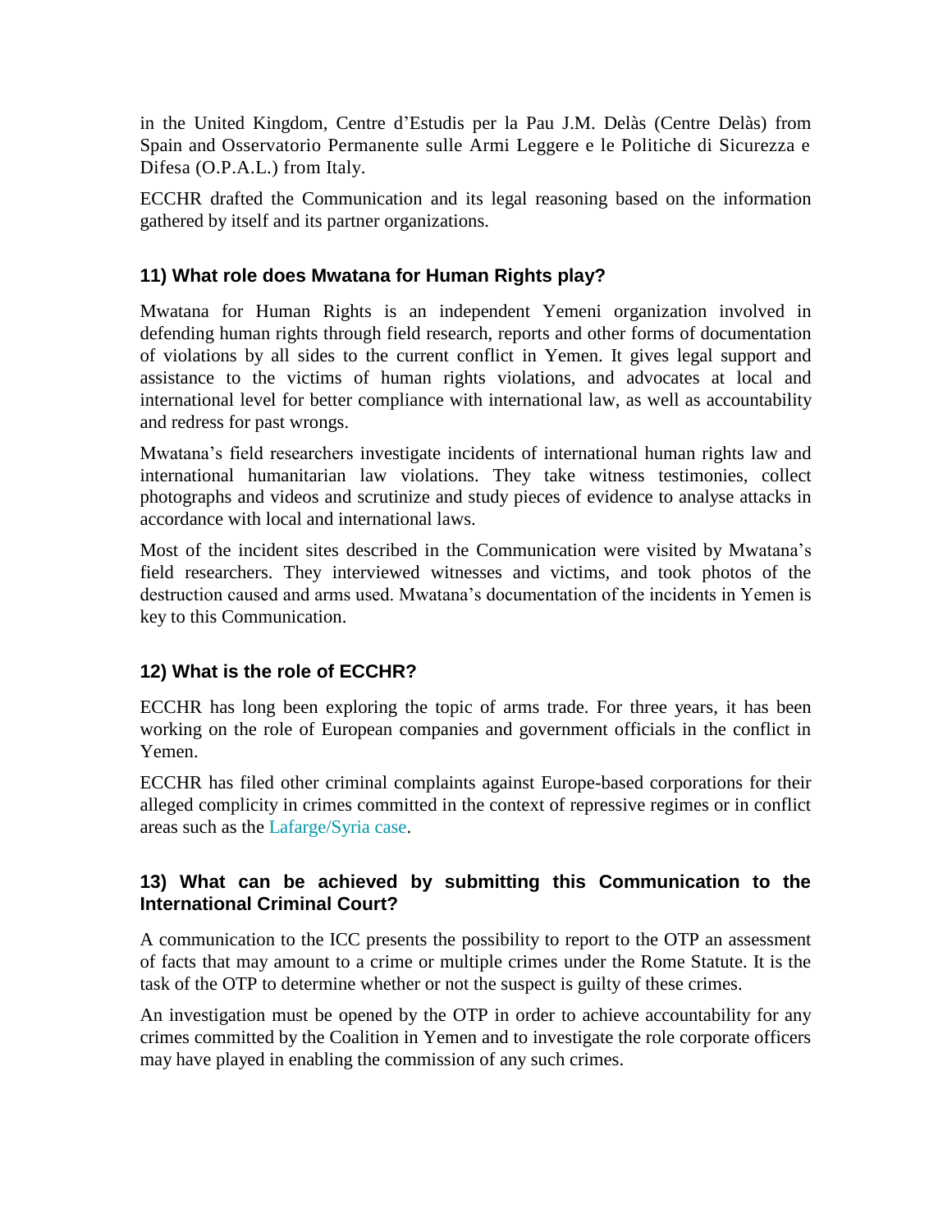in the United Kingdom, Centre d'Estudis per la Pau J.M. Delàs (Centre Delàs) from Spain and Osservatorio Permanente sulle Armi Leggere e le Politiche di Sicurezza e Difesa (O.P.A.L.) from Italy.

ECCHR drafted the Communication and its legal reasoning based on the information gathered by itself and its partner organizations.

### 11) What role does Mwatana for Human Rights play?

Mwatana for Human Rights is an independent Yemeni organization involved in defending human rights through field research, reports and other forms of documentation of violations by all sides to the current conflict in Yemen. It gives legal support and assistance to the victims of human rights violations, and advocates at local and international level for better compliance with international law, as well as accountability and redress for past wrongs.

Mwatana's field researchers investigate incidents of international human rights law and international humanitarian law violations. They take witness testimonies, collect photographs and videos and scrutinize and study pieces of evidence to analyse attacks in accordance with local and international laws.

Most of the incident sites described in the Communication were visited by Mwatana's field researchers. They interviewed witnesses and victims, and took photos of the destruction caused and arms used. Mwatana's documentation of the incidents in Yemen is key to this Communication.

### 12) What is the role of ECCHR?

ECCHR has long been exploring the topic of arms trade. For three years, it has been working on the role of European companies and government officials in the conflict in Yemen.

ECCHR has filed other criminal complaints against Europe-based corporations for their alleged complicity in crimes committed in the context of repressive regimes or in conflict areas such as the Lafarge/Syria case.

### 13) What can be achieved by submitting this Communication to the International Criminal Court?

A communication to the ICC presents the possibility to report to the OTP an assessment of facts that may amount to a crime or multiple crimes under the Rome Statute. It is the task of the OTP to determine whether or not the suspect is guilty of these crimes.

An investigation must be opened by the OTP in order to achieve accountability for any crimes committed by the Coalition in Yemen and to investigate the role corporate officers may have played in enabling the commission of any such crimes.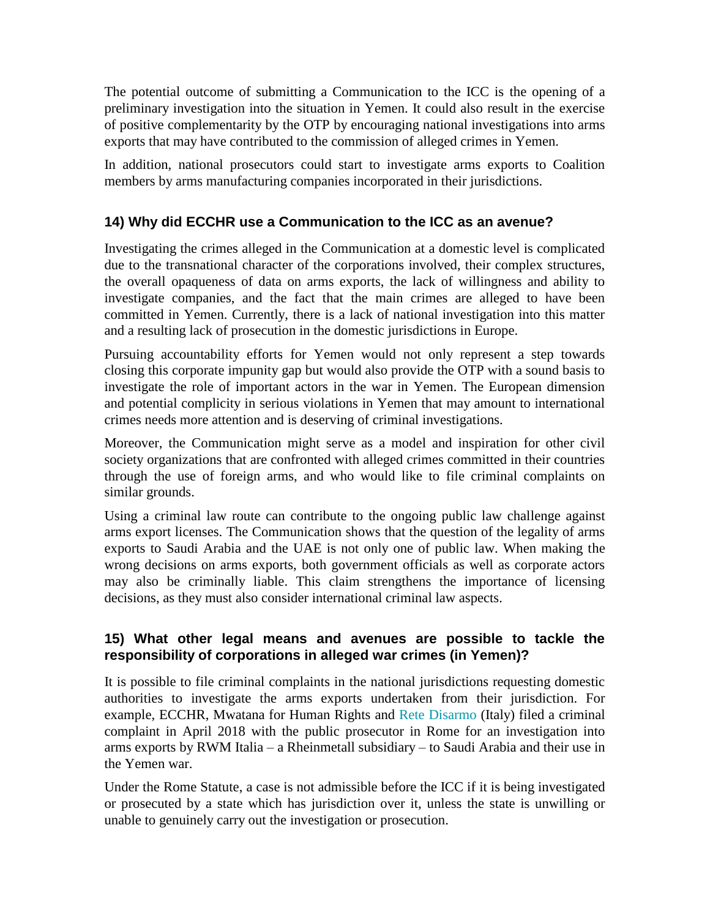The potential outcome of submitting a Communication to the ICC is the opening of a preliminary investigation into the situation in Yemen. It could also result in the exercise of positive complementarity by the OTP by encouraging national investigations into arms exports that may have contributed to the commission of alleged crimes in Yemen.

In addition, national prosecutors could start to investigate arms exports to Coalition members by arms manufacturing companies incorporated in their jurisdictions.

### 14) Why did ECCHR use a Communication to the ICC as an avenue?

Investigating the crimes alleged in the Communication at a domestic level is complicated due to the transnational character of the corporations involved, their complex structures, the overall opaqueness of data on arms exports, the lack of willingness and ability to investigate companies, and the fact that the main crimes are alleged to have been committed in Yemen. Currently, there is a lack of national investigation into this matter and a resulting lack of prosecution in the domestic jurisdictions in Europe.

Pursuing accountability efforts for Yemen would not only represent a step towards closing this corporate impunity gap but would also provide the OTP with a sound basis to investigate the role of important actors in the war in Yemen. The European dimension and potential complicity in serious violations in Yemen that may amount to international crimes needs more attention and is deserving of criminal investigations.

Moreover, the Communication might serve as a model and inspiration for other civil society organizations that are confronted with alleged crimes committed in their countries through the use of foreign arms, and who would like to file criminal complaints on similar grounds.

Using a criminal law route can contribute to the ongoing public law challenge against arms export licenses. The Communication shows that the question of the legality of arms exports to Saudi Arabia and the UAE is not only one of public law. When making the wrong decisions on arms exports, both government officials as well as corporate actors may also be criminally liable. This claim strengthens the importance of licensing decisions, as they must also consider international criminal law aspects.

### 15) What other legal means and avenues are possible to tackle the responsibility of corporations in alleged war crimes (in Yemen)?

It is possible to file criminal complaints in the national jurisdictions requesting domestic authorities to investigate the arms exports undertaken from their jurisdiction. For example, ECCHR, Mwatana for Human Rights and Rete Disarmo (Italy) filed a criminal complaint in April 2018 with the public prosecutor in Rome for an investigation into arms exports by RWM Italia – a Rheinmetall subsidiary – to Saudi Arabia and their use in the Yemen war.

Under the Rome Statute, a case is not admissible before the ICC if it is being investigated or prosecuted by a state which has jurisdiction over it, unless the state is unwilling or unable to genuinely carry out the investigation or prosecution.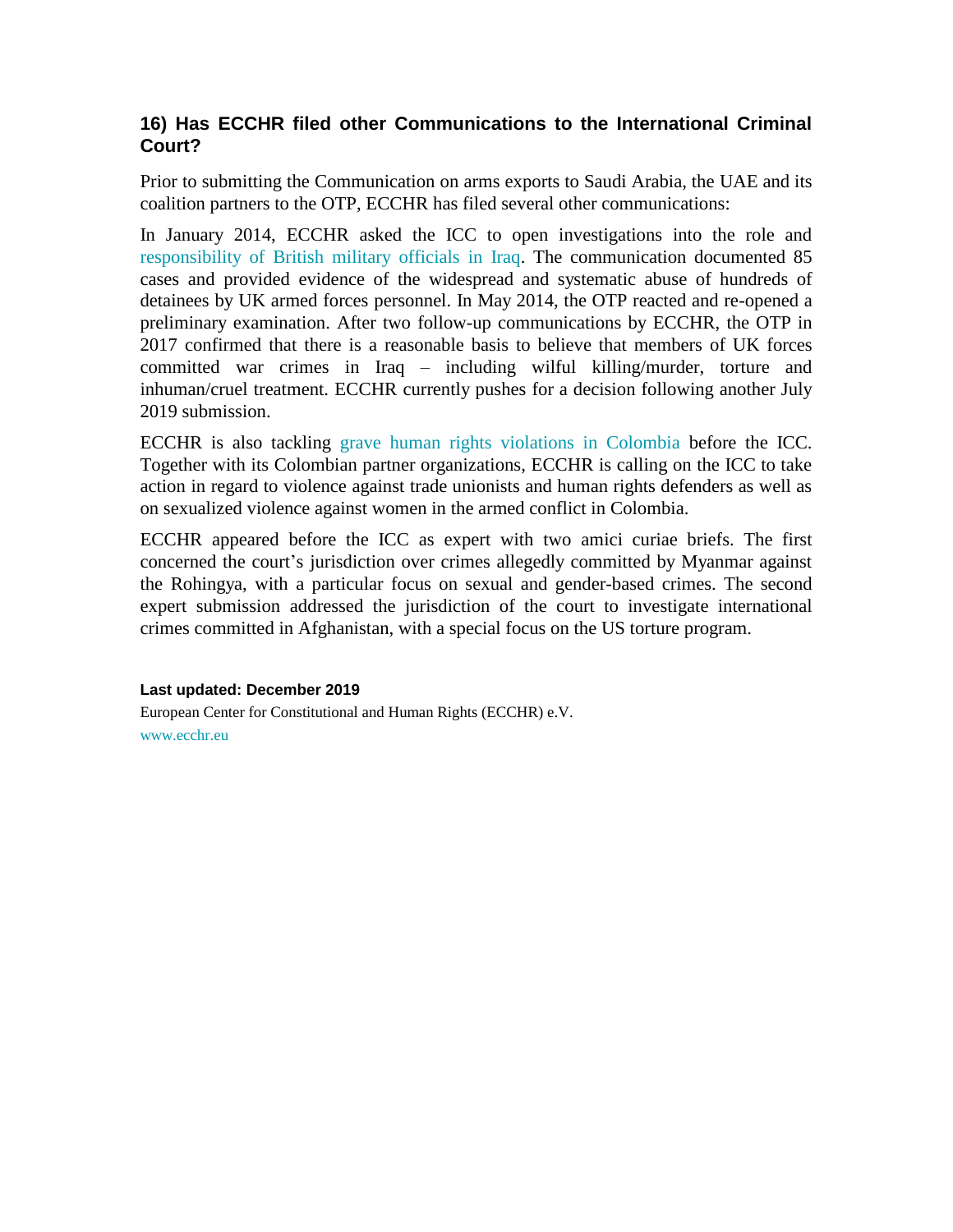### 16) Has ECCHR filed other Communications to the International Criminal Court?

Prior to submitting the Communication on arms exports to Saudi Arabia, the UAE and its coalition partners to the OTP, ECCHR has filed several other communications:

In January 2014, ECCHR asked the ICC to open investigations into the role and responsibility of British military officials in Iraq. The communication documented 85 cases and provided evidence of the widespread and systematic abuse of hundreds of detainees by UK armed forces personnel. In May 2014, the OTP reacted and re-opened a preliminary examination. After two follow-up communications by ECCHR, the OTP in 2017 confirmed that there is a reasonable basis to believe that members of UK forces committed war crimes in Iraq – including wilful killing/murder, torture and inhuman/cruel treatment. ECCHR currently pushes for a decision following another July 2019 submission.

ECCHR is also tackling grave human rights violations in Colombia before the ICC. Together with its Colombian partner organizations, ECCHR is calling on the ICC to take action in regard to violence against trade unionists and human rights defenders as well as on sexualized violence against women in the armed conflict in Colombia.

ECCHR appeared before the ICC as expert with two amici curiae briefs. The first concerned the court's jurisdiction over crimes allegedly committed by Myanmar against the Rohingya, with a particular focus on sexual and gender-based crimes. The second expert submission addressed the jurisdiction of the court to investigate international crimes committed in Afghanistan, with a special focus on the US torture program.

**Last updated: December 2019**

European Center for Constitutional and Human Rights (ECCHR) e.V.

www.ecchr.eu